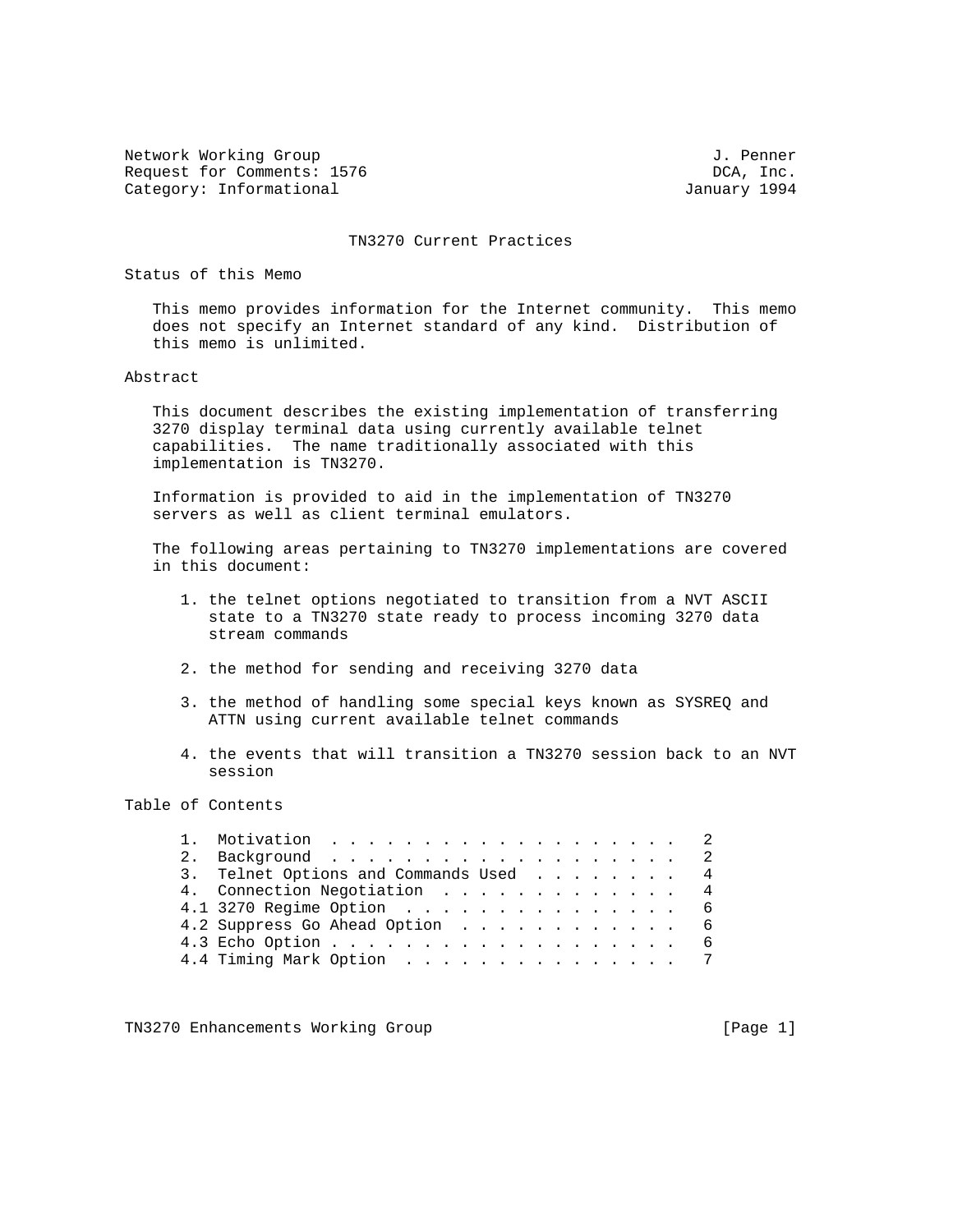Network Working Group J. Penner
Request for Comments: 1576 DCA, Inc.
Category: Informational January 1994

# TN3270 Current Practices

## Status of this Memo

This memo provides information for the Internet community. This memo does not specify an Internet standard of any kind. Distribution of this memo is unlimited.

## Abstract

This document describes the existing implementation of transferring 3270 display terminal data using currently available telnet capabilities. The name traditionally associated with this implementation is TN3270.

Information is provided to aid in the implementation of TN3270 servers as well as client terminal emulators.

The following areas pertaining to TN3270 implementations are covered in this document:

1. the telnet options negotiated to transition from a NVT ASCII state to a TN3270 state ready to process incoming 3270 data stream commands

2. the method for sending and receiving 3270 data

3. the method of handling some special keys known as SYSREQ and ATTN using current available telnet commands

4. the events that will transition a TN3270 session back to an NVT session

## Table of Contents

```
1.  Motivation . . . . . . . . . . . . . . . . . . .   2
2.  Background . . . . . . . . . . . . . . . . . . .   2
3.  Telnet Options and Commands Used . . . . . . . .   4
4.  Connection Negotiation . . . . . . . . . . . . .   4
4.1 3270 Regime Option . . . . . . . . . . . . . . .   6
4.2 Suppress Go Ahead Option . . . . . . . . . . . .   6
4.3 Echo Option . . . . . . . . . . . . . . . . . . .   6
4.4 Timing Mark Option . . . . . . . . . . . . . . .   7
```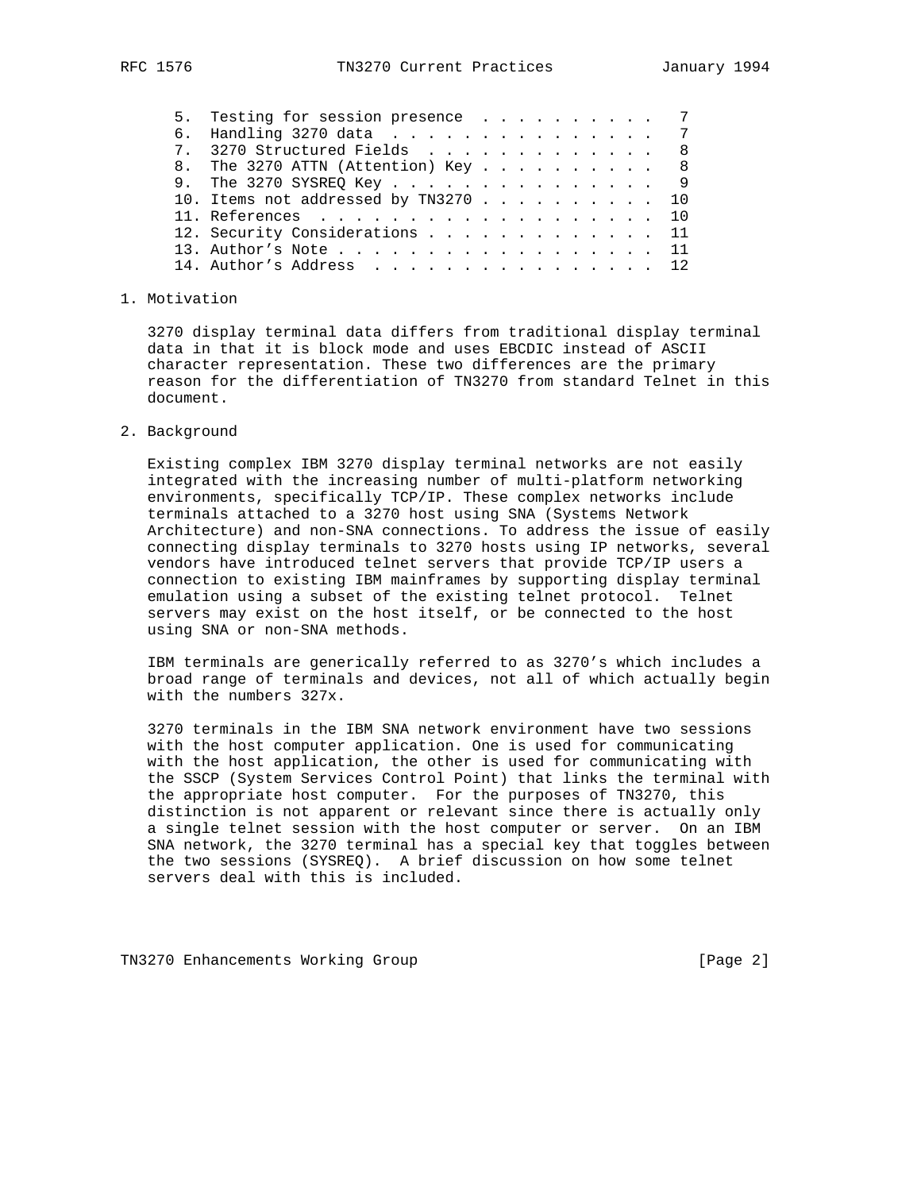5. Testing for session presence . . . . . . . . . . 7
6. Handling 3270 data . . . . . . . . . . . . . . . 7
7. 3270 Structured Fields . . . . . . . . . . . . . 8
8. The 3270 ATTN (Attention) Key . . . . . . . . . . 8
9. The 3270 SYSREQ Key . . . . . . . . . . . . . . . 9
10. Items not addressed by TN3270 . . . . . . . . . . 10
11. References . . . . . . . . . . . . . . . . . . . 10
12. Security Considerations . . . . . . . . . . . . . 11
13. Author's Note . . . . . . . . . . . . . . . . . . 11
14. Author's Address . . . . . . . . . . . . . . . . 12

## 1. Motivation

3270 display terminal data differs from traditional display terminal data in that it is block mode and uses EBCDIC instead of ASCII character representation. These two differences are the primary reason for the differentiation of TN3270 from standard Telnet in this document.

## 2. Background

Existing complex IBM 3270 display terminal networks are not easily integrated with the increasing number of multi-platform networking environments, specifically TCP/IP. These complex networks include terminals attached to a 3270 host using SNA (Systems Network Architecture) and non-SNA connections. To address the issue of easily connecting display terminals to 3270 hosts using IP networks, several vendors have introduced telnet servers that provide TCP/IP users a connection to existing IBM mainframes by supporting display terminal emulation using a subset of the existing telnet protocol. Telnet servers may exist on the host itself, or be connected to the host using SNA or non-SNA methods.

IBM terminals are generically referred to as 3270's which includes a broad range of terminals and devices, not all of which actually begin with the numbers 327x.

3270 terminals in the IBM SNA network environment have two sessions with the host computer application. One is used for communicating with the host application, the other is used for communicating with the SSCP (System Services Control Point) that links the terminal with the appropriate host computer. For the purposes of TN3270, this distinction is not apparent or relevant since there is actually only a single telnet session with the host computer or server. On an IBM SNA network, the 3270 terminal has a special key that toggles between the two sessions (SYSREQ). A brief discussion on how some telnet servers deal with this is included.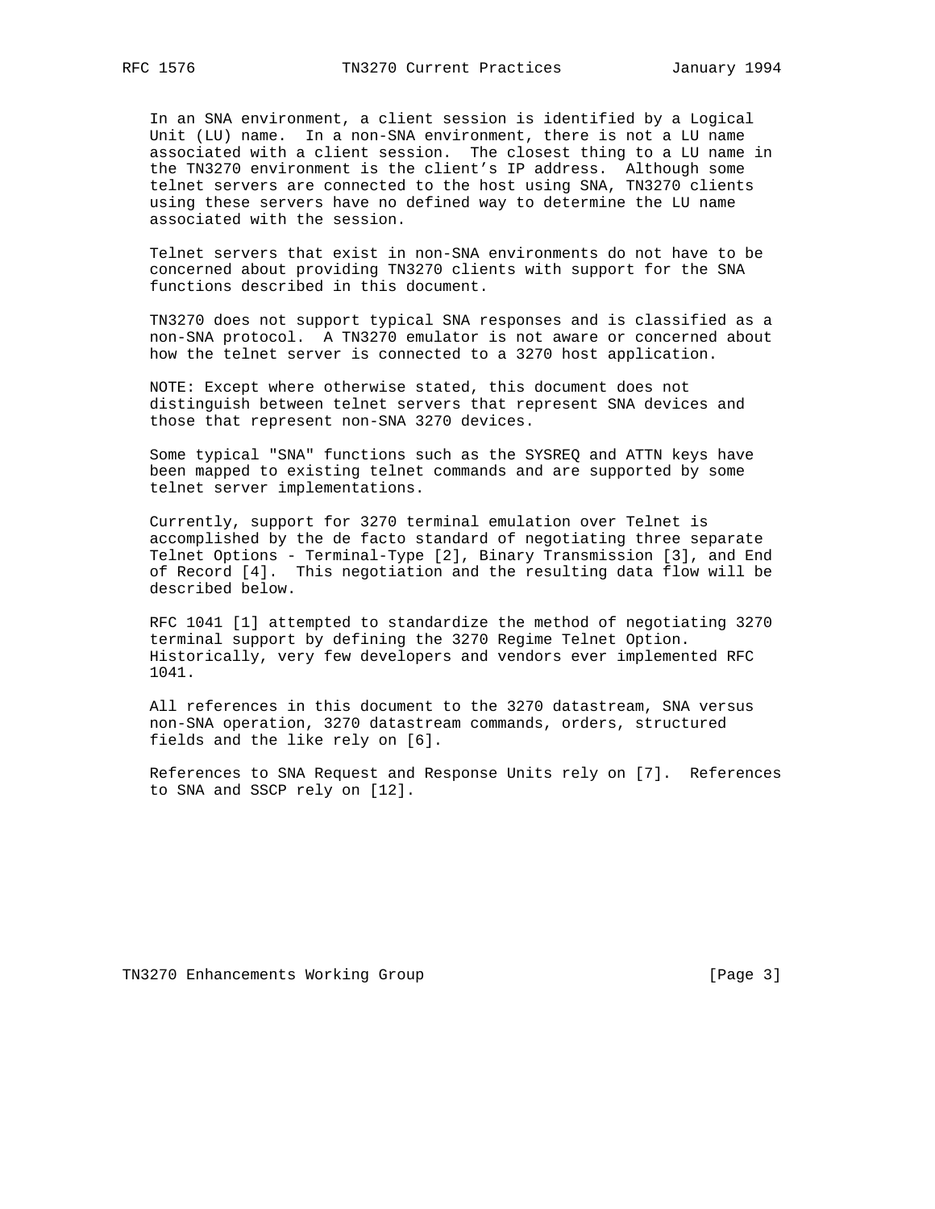In an SNA environment, a client session is identified by a Logical Unit (LU) name. In a non-SNA environment, there is not a LU name associated with a client session. The closest thing to a LU name in the TN3270 environment is the client's IP address. Although some telnet servers are connected to the host using SNA, TN3270 clients using these servers have no defined way to determine the LU name associated with the session.

Telnet servers that exist in non-SNA environments do not have to be concerned about providing TN3270 clients with support for the SNA functions described in this document.

TN3270 does not support typical SNA responses and is classified as a non-SNA protocol. A TN3270 emulator is not aware or concerned about how the telnet server is connected to a 3270 host application.

NOTE: Except where otherwise stated, this document does not distinguish between telnet servers that represent SNA devices and those that represent non-SNA 3270 devices.

Some typical "SNA" functions such as the SYSREQ and ATTN keys have been mapped to existing telnet commands and are supported by some telnet server implementations.

Currently, support for 3270 terminal emulation over Telnet is accomplished by the de facto standard of negotiating three separate Telnet Options - Terminal-Type [2], Binary Transmission [3], and End of Record [4]. This negotiation and the resulting data flow will be described below.

RFC 1041 [1] attempted to standardize the method of negotiating 3270 terminal support by defining the 3270 Regime Telnet Option. Historically, very few developers and vendors ever implemented RFC 1041.

All references in this document to the 3270 datastream, SNA versus non-SNA operation, 3270 datastream commands, orders, structured fields and the like rely on [6].

References to SNA Request and Response Units rely on [7]. References to SNA and SSCP rely on [12].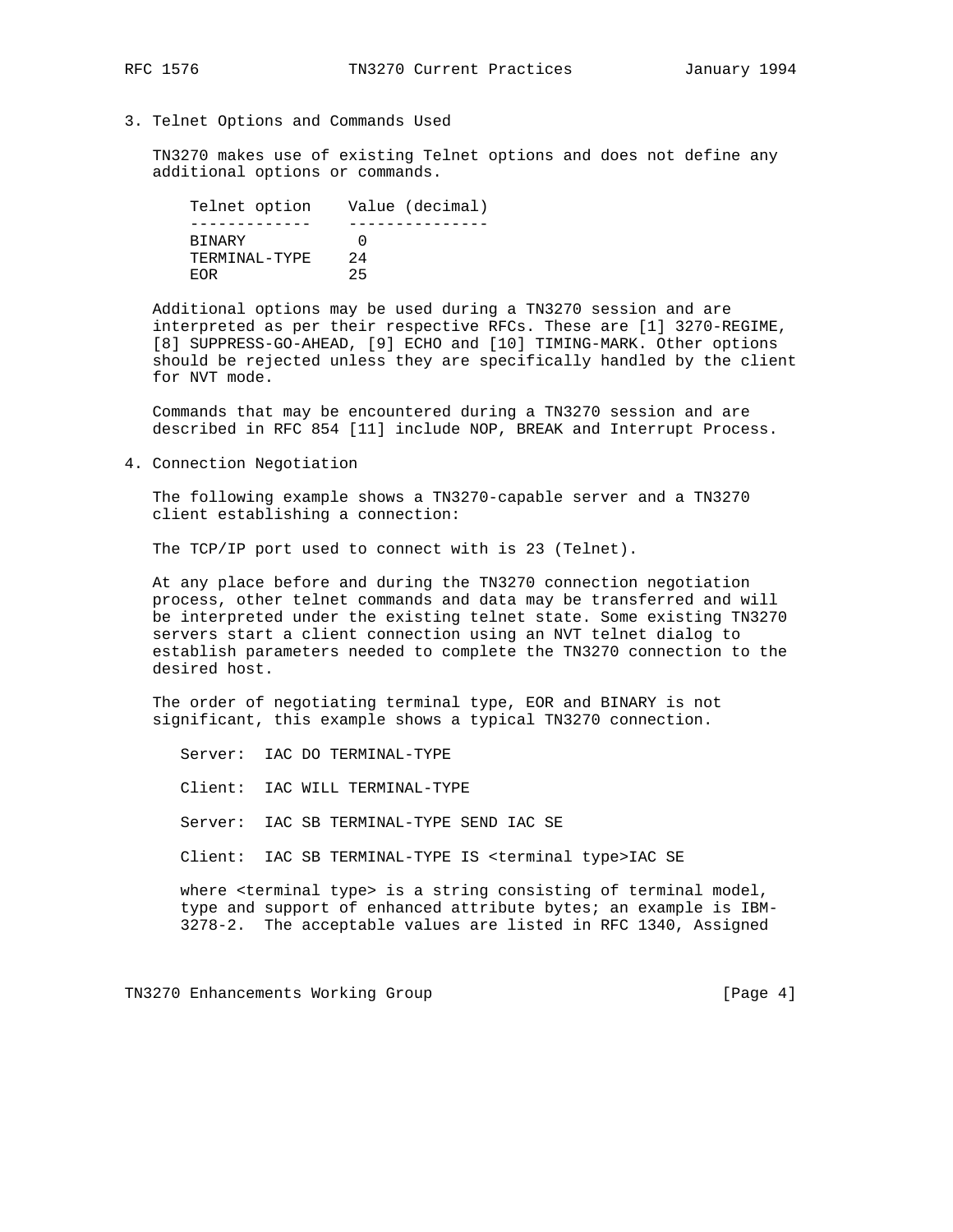## 3. Telnet Options and Commands Used

TN3270 makes use of existing Telnet options and does not define any additional options or commands.

| Telnet option | Value (decimal) |
|---|---|
| BINARY | 0 |
| TERMINAL-TYPE | 24 |
| EOR | 25 |

Additional options may be used during a TN3270 session and are interpreted as per their respective RFCs. These are [1] 3270-REGIME, [8] SUPPRESS-GO-AHEAD, [9] ECHO and [10] TIMING-MARK. Other options should be rejected unless they are specifically handled by the client for NVT mode.

Commands that may be encountered during a TN3270 session and are described in RFC 854 [11] include NOP, BREAK and Interrupt Process.

## 4. Connection Negotiation

The following example shows a TN3270-capable server and a TN3270 client establishing a connection:

The TCP/IP port used to connect with is 23 (Telnet).

At any place before and during the TN3270 connection negotiation process, other telnet commands and data may be transferred and will be interpreted under the existing telnet state. Some existing TN3270 servers start a client connection using an NVT telnet dialog to establish parameters needed to complete the TN3270 connection to the desired host.

The order of negotiating terminal type, EOR and BINARY is not significant, this example shows a typical TN3270 connection.

```
Server:  IAC DO TERMINAL-TYPE

Client:  IAC WILL TERMINAL-TYPE

Server:  IAC SB TERMINAL-TYPE SEND IAC SE

Client:  IAC SB TERMINAL-TYPE IS <terminal type>IAC SE
```

where <terminal type> is a string consisting of terminal model, type and support of enhanced attribute bytes; an example is IBM-3278-2. The acceptable values are listed in RFC 1340, Assigned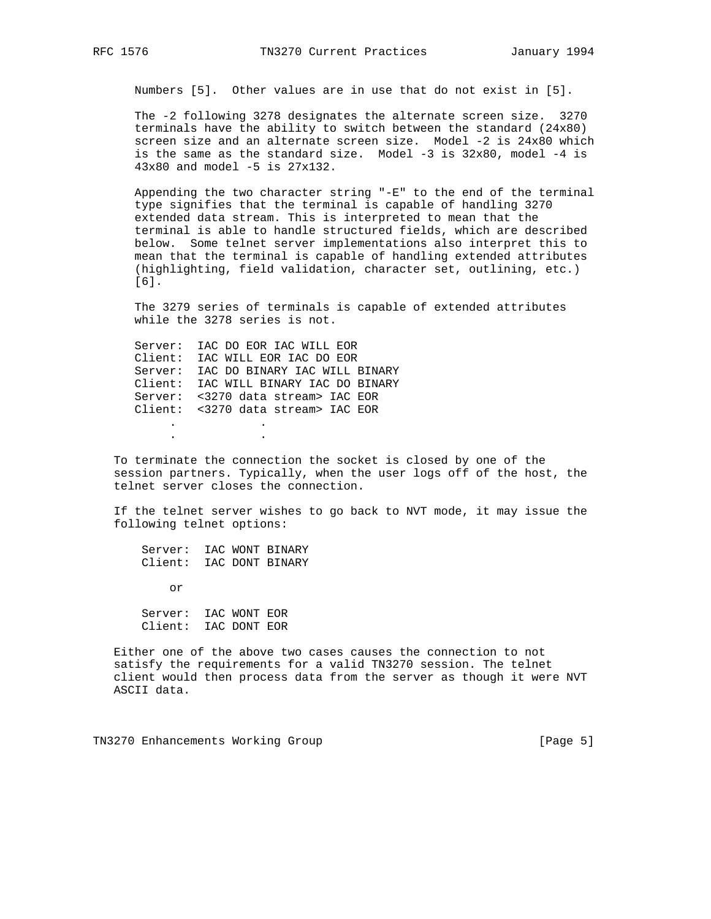Numbers [5]. Other values are in use that do not exist in [5].

The -2 following 3278 designates the alternate screen size. 3270 terminals have the ability to switch between the standard (24x80) screen size and an alternate screen size. Model -2 is 24x80 which is the same as the standard size. Model -3 is 32x80, model -4 is 43x80 and model -5 is 27x132.

Appending the two character string "-E" to the end of the terminal type signifies that the terminal is capable of handling 3270 extended data stream. This is interpreted to mean that the terminal is able to handle structured fields, which are described below. Some telnet server implementations also interpret this to mean that the terminal is capable of handling extended attributes (highlighting, field validation, character set, outlining, etc.) [6].

The 3279 series of terminals is capable of extended attributes while the 3278 series is not.

```
Server:  IAC DO EOR IAC WILL EOR
Client:  IAC WILL EOR IAC DO EOR
Server:  IAC DO BINARY IAC WILL BINARY
Client:  IAC WILL BINARY IAC DO BINARY
Server:  <3270 data stream> IAC EOR
Client:  <3270 data stream> IAC EOR
     .            .
     .            .
```

To terminate the connection the socket is closed by one of the session partners. Typically, when the user logs off of the host, the telnet server closes the connection.

If the telnet server wishes to go back to NVT mode, it may issue the following telnet options:

```
Server:  IAC WONT BINARY
Client:  IAC DONT BINARY

    or

Server:  IAC WONT EOR
Client:  IAC DONT EOR
```

Either one of the above two cases causes the connection to not satisfy the requirements for a valid TN3270 session. The telnet client would then process data from the server as though it were NVT ASCII data.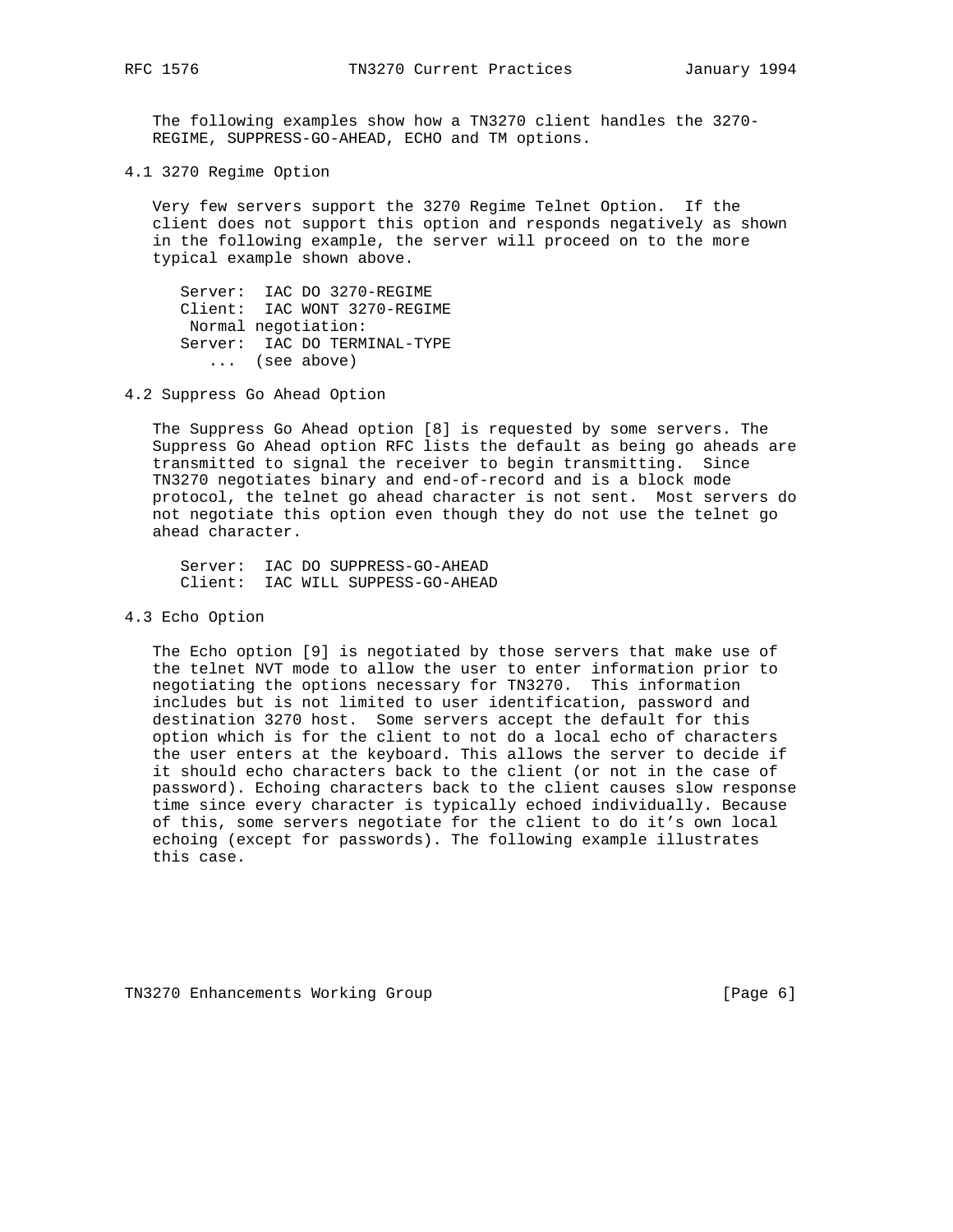The following examples show how a TN3270 client handles the 3270-REGIME, SUPPRESS-GO-AHEAD, ECHO and TM options.

### 4.1 3270 Regime Option

Very few servers support the 3270 Regime Telnet Option. If the client does not support this option and responds negatively as shown in the following example, the server will proceed on to the more typical example shown above.

```
Server:  IAC DO 3270-REGIME
Client:  IAC WONT 3270-REGIME
 Normal negotiation:
Server:  IAC DO TERMINAL-TYPE
   ...  (see above)
```

### 4.2 Suppress Go Ahead Option

The Suppress Go Ahead option [8] is requested by some servers. The Suppress Go Ahead option RFC lists the default as being go aheads are transmitted to signal the receiver to begin transmitting. Since TN3270 negotiates binary and end-of-record and is a block mode protocol, the telnet go ahead character is not sent. Most servers do not negotiate this option even though they do not use the telnet go ahead character.

```
Server:  IAC DO SUPPRESS-GO-AHEAD
Client:  IAC WILL SUPPESS-GO-AHEAD
```

### 4.3 Echo Option

The Echo option [9] is negotiated by those servers that make use of the telnet NVT mode to allow the user to enter information prior to negotiating the options necessary for TN3270. This information includes but is not limited to user identification, password and destination 3270 host. Some servers accept the default for this option which is for the client to not do a local echo of characters the user enters at the keyboard. This allows the server to decide if it should echo characters back to the client (or not in the case of password). Echoing characters back to the client causes slow response time since every character is typically echoed individually. Because of this, some servers negotiate for the client to do it’s own local echoing (except for passwords). The following example illustrates this case.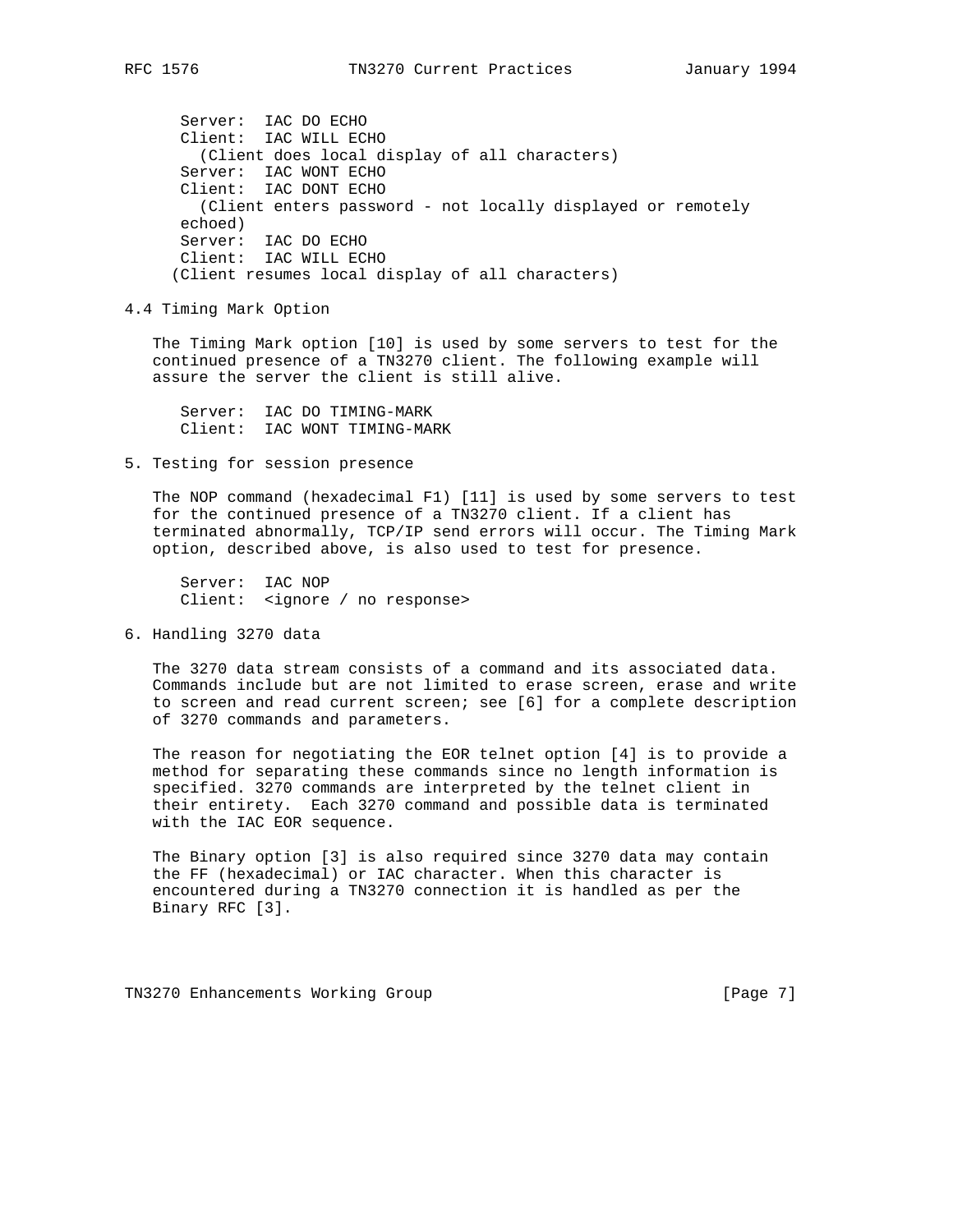```
Server:  IAC DO ECHO
Client:  IAC WILL ECHO
  (Client does local display of all characters)
Server:  IAC WONT ECHO
Client:  IAC DONT ECHO
  (Client enters password - not locally displayed or remotely
echoed)
Server:  IAC DO ECHO
Client:  IAC WILL ECHO
(Client resumes local display of all characters)
```

### 4.4 Timing Mark Option

The Timing Mark option [10] is used by some servers to test for the continued presence of a TN3270 client. The following example will assure the server the client is still alive.

```
Server:  IAC DO TIMING-MARK
Client:  IAC WONT TIMING-MARK
```

## 5. Testing for session presence

The NOP command (hexadecimal F1) [11] is used by some servers to test for the continued presence of a TN3270 client. If a client has terminated abnormally, TCP/IP send errors will occur. The Timing Mark option, described above, is also used to test for presence.

```
Server:  IAC NOP
Client:  <ignore / no response>
```

## 6. Handling 3270 data

The 3270 data stream consists of a command and its associated data. Commands include but are not limited to erase screen, erase and write to screen and read current screen; see [6] for a complete description of 3270 commands and parameters.

The reason for negotiating the EOR telnet option [4] is to provide a method for separating these commands since no length information is specified. 3270 commands are interpreted by the telnet client in their entirety. Each 3270 command and possible data is terminated with the IAC EOR sequence.

The Binary option [3] is also required since 3270 data may contain the FF (hexadecimal) or IAC character. When this character is encountered during a TN3270 connection it is handled as per the Binary RFC [3].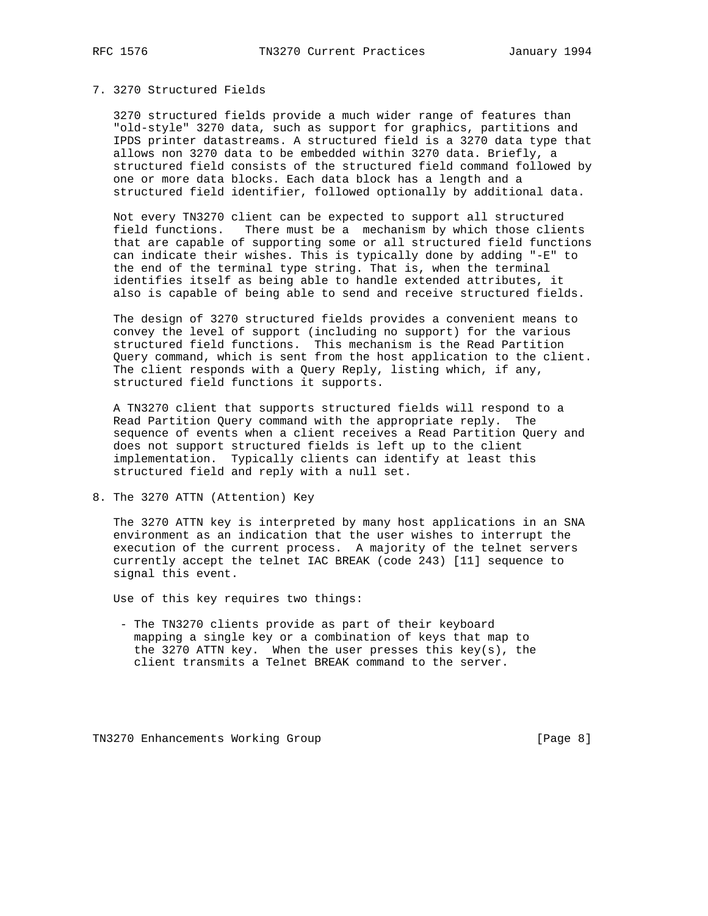## 7. 3270 Structured Fields

3270 structured fields provide a much wider range of features than "old-style" 3270 data, such as support for graphics, partitions and IPDS printer datastreams. A structured field is a 3270 data type that allows non 3270 data to be embedded within 3270 data. Briefly, a structured field consists of the structured field command followed by one or more data blocks. Each data block has a length and a structured field identifier, followed optionally by additional data.

Not every TN3270 client can be expected to support all structured field functions. There must be a mechanism by which those clients that are capable of supporting some or all structured field functions can indicate their wishes. This is typically done by adding "-E" to the end of the terminal type string. That is, when the terminal identifies itself as being able to handle extended attributes, it also is capable of being able to send and receive structured fields.

The design of 3270 structured fields provides a convenient means to convey the level of support (including no support) for the various structured field functions. This mechanism is the Read Partition Query command, which is sent from the host application to the client. The client responds with a Query Reply, listing which, if any, structured field functions it supports.

A TN3270 client that supports structured fields will respond to a Read Partition Query command with the appropriate reply. The sequence of events when a client receives a Read Partition Query and does not support structured fields is left up to the client implementation. Typically clients can identify at least this structured field and reply with a null set.

## 8. The 3270 ATTN (Attention) Key

The 3270 ATTN key is interpreted by many host applications in an SNA environment as an indication that the user wishes to interrupt the execution of the current process. A majority of the telnet servers currently accept the telnet IAC BREAK (code 243) [11] sequence to signal this event.

Use of this key requires two things:

- The TN3270 clients provide as part of their keyboard mapping a single key or a combination of keys that map to the 3270 ATTN key. When the user presses this key(s), the client transmits a Telnet BREAK command to the server.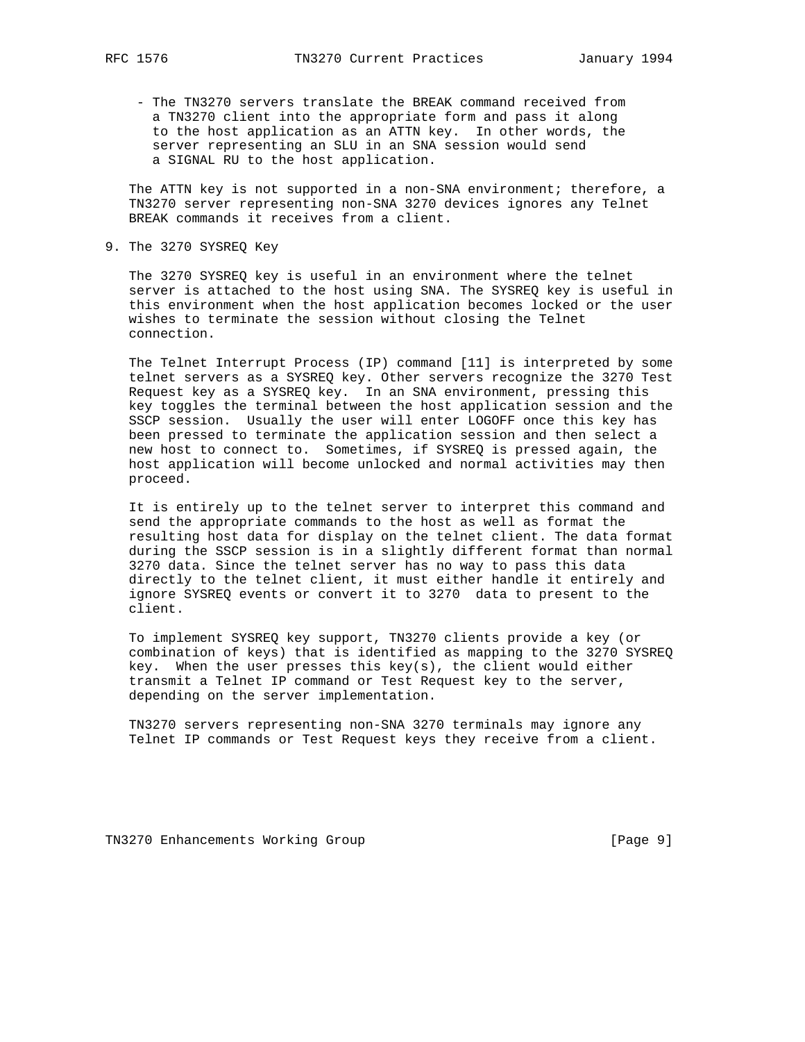- The TN3270 servers translate the BREAK command received from a TN3270 client into the appropriate form and pass it along to the host application as an ATTN key. In other words, the server representing an SLU in an SNA session would send a SIGNAL RU to the host application.

The ATTN key is not supported in a non-SNA environment; therefore, a TN3270 server representing non-SNA 3270 devices ignores any Telnet BREAK commands it receives from a client.

## 9. The 3270 SYSREQ Key

The 3270 SYSREQ key is useful in an environment where the telnet server is attached to the host using SNA. The SYSREQ key is useful in this environment when the host application becomes locked or the user wishes to terminate the session without closing the Telnet connection.

The Telnet Interrupt Process (IP) command [11] is interpreted by some telnet servers as a SYSREQ key. Other servers recognize the 3270 Test Request key as a SYSREQ key. In an SNA environment, pressing this key toggles the terminal between the host application session and the SSCP session. Usually the user will enter LOGOFF once this key has been pressed to terminate the application session and then select a new host to connect to. Sometimes, if SYSREQ is pressed again, the host application will become unlocked and normal activities may then proceed.

It is entirely up to the telnet server to interpret this command and send the appropriate commands to the host as well as format the resulting host data for display on the telnet client. The data format during the SSCP session is in a slightly different format than normal 3270 data. Since the telnet server has no way to pass this data directly to the telnet client, it must either handle it entirely and ignore SYSREQ events or convert it to 3270 data to present to the client.

To implement SYSREQ key support, TN3270 clients provide a key (or combination of keys) that is identified as mapping to the 3270 SYSREQ key. When the user presses this key(s), the client would either transmit a Telnet IP command or Test Request key to the server, depending on the server implementation.

TN3270 servers representing non-SNA 3270 terminals may ignore any Telnet IP commands or Test Request keys they receive from a client.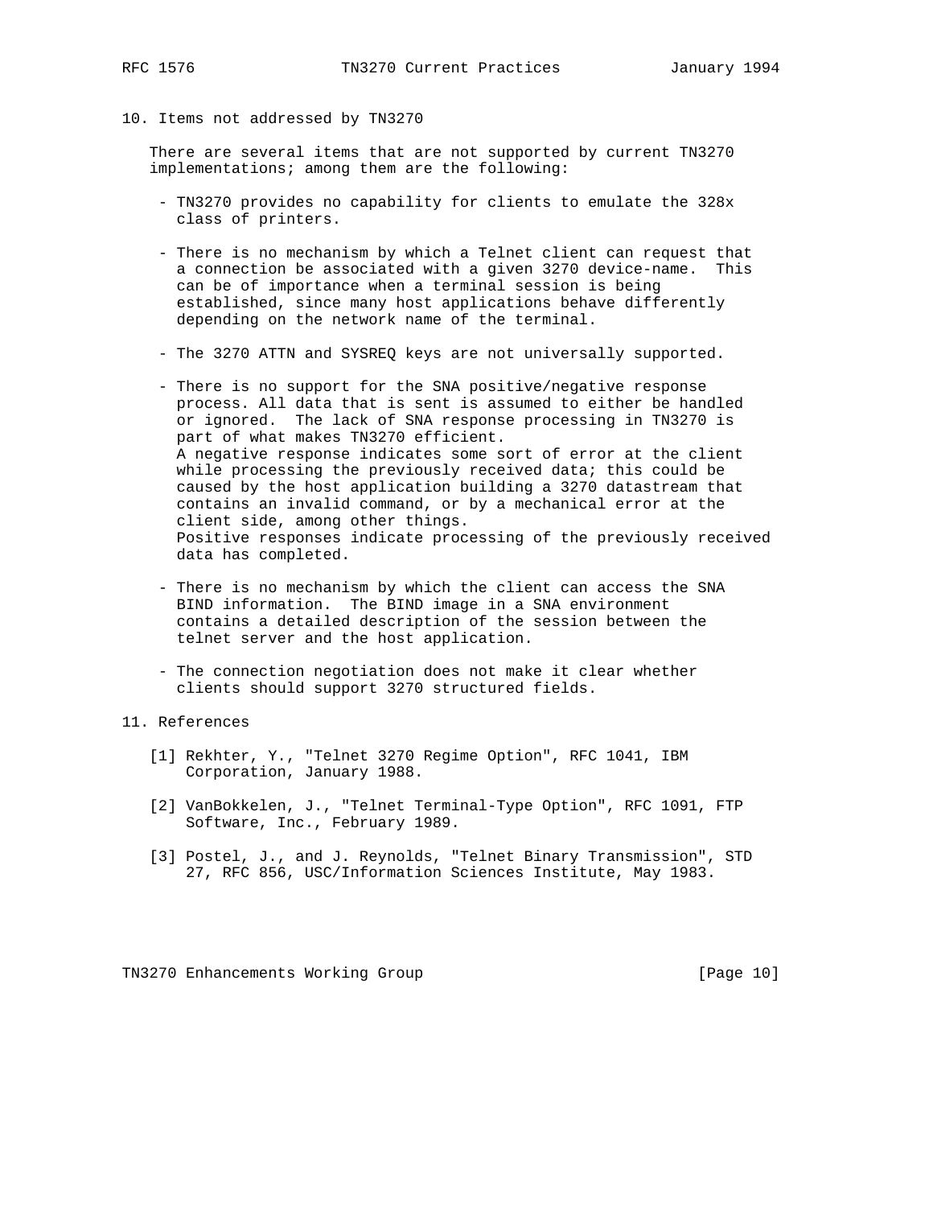## 10. Items not addressed by TN3270

There are several items that are not supported by current TN3270 implementations; among them are the following:

- TN3270 provides no capability for clients to emulate the 328x class of printers.

- There is no mechanism by which a Telnet client can request that a connection be associated with a given 3270 device-name. This can be of importance when a terminal session is being established, since many host applications behave differently depending on the network name of the terminal.

- The 3270 ATTN and SYSREQ keys are not universally supported.

- There is no support for the SNA positive/negative response process. All data that is sent is assumed to either be handled or ignored. The lack of SNA response processing in TN3270 is part of what makes TN3270 efficient.
  A negative response indicates some sort of error at the client while processing the previously received data; this could be caused by the host application building a 3270 datastream that contains an invalid command, or by a mechanical error at the client side, among other things.
  Positive responses indicate processing of the previously received data has completed.

- There is no mechanism by which the client can access the SNA BIND information. The BIND image in a SNA environment contains a detailed description of the session between the telnet server and the host application.

- The connection negotiation does not make it clear whether clients should support 3270 structured fields.

## 11. References

[1] Rekhter, Y., "Telnet 3270 Regime Option", RFC 1041, IBM Corporation, January 1988.

[2] VanBokkelen, J., "Telnet Terminal-Type Option", RFC 1091, FTP Software, Inc., February 1989.

[3] Postel, J., and J. Reynolds, "Telnet Binary Transmission", STD 27, RFC 856, USC/Information Sciences Institute, May 1983.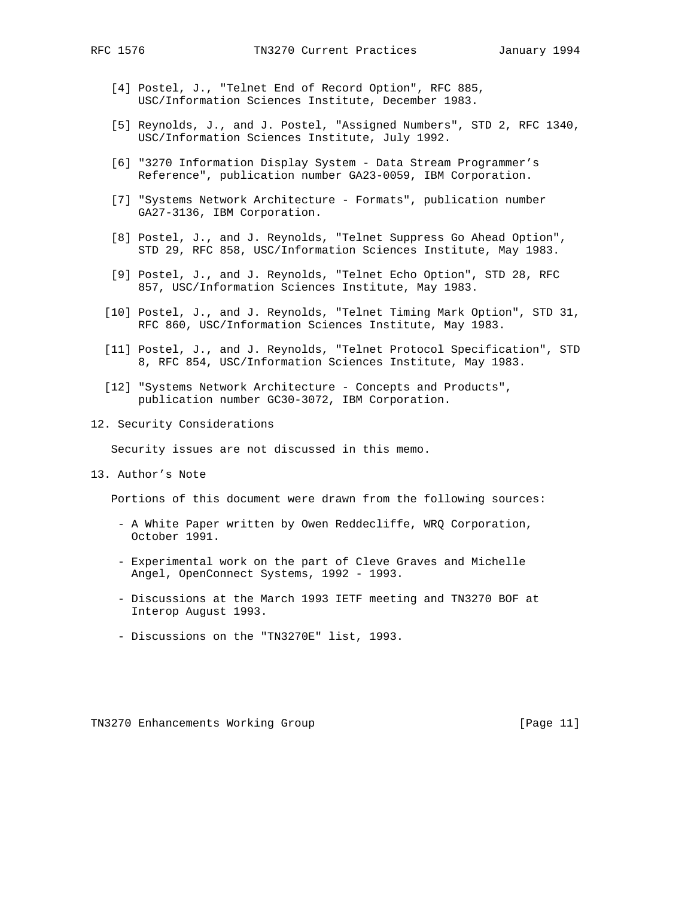[4] Postel, J., "Telnet End of Record Option", RFC 885, USC/Information Sciences Institute, December 1983.

[5] Reynolds, J., and J. Postel, "Assigned Numbers", STD 2, RFC 1340, USC/Information Sciences Institute, July 1992.

[6] "3270 Information Display System - Data Stream Programmer's Reference", publication number GA23-0059, IBM Corporation.

[7] "Systems Network Architecture - Formats", publication number GA27-3136, IBM Corporation.

[8] Postel, J., and J. Reynolds, "Telnet Suppress Go Ahead Option", STD 29, RFC 858, USC/Information Sciences Institute, May 1983.

[9] Postel, J., and J. Reynolds, "Telnet Echo Option", STD 28, RFC 857, USC/Information Sciences Institute, May 1983.

[10] Postel, J., and J. Reynolds, "Telnet Timing Mark Option", STD 31, RFC 860, USC/Information Sciences Institute, May 1983.

[11] Postel, J., and J. Reynolds, "Telnet Protocol Specification", STD 8, RFC 854, USC/Information Sciences Institute, May 1983.

[12] "Systems Network Architecture - Concepts and Products", publication number GC30-3072, IBM Corporation.

## 12. Security Considerations

Security issues are not discussed in this memo.

## 13. Author's Note

Portions of this document were drawn from the following sources:

- A White Paper written by Owen Reddecliffe, WRQ Corporation, October 1991.

- Experimental work on the part of Cleve Graves and Michelle Angel, OpenConnect Systems, 1992 - 1993.

- Discussions at the March 1993 IETF meeting and TN3270 BOF at Interop August 1993.

- Discussions on the "TN3270E" list, 1993.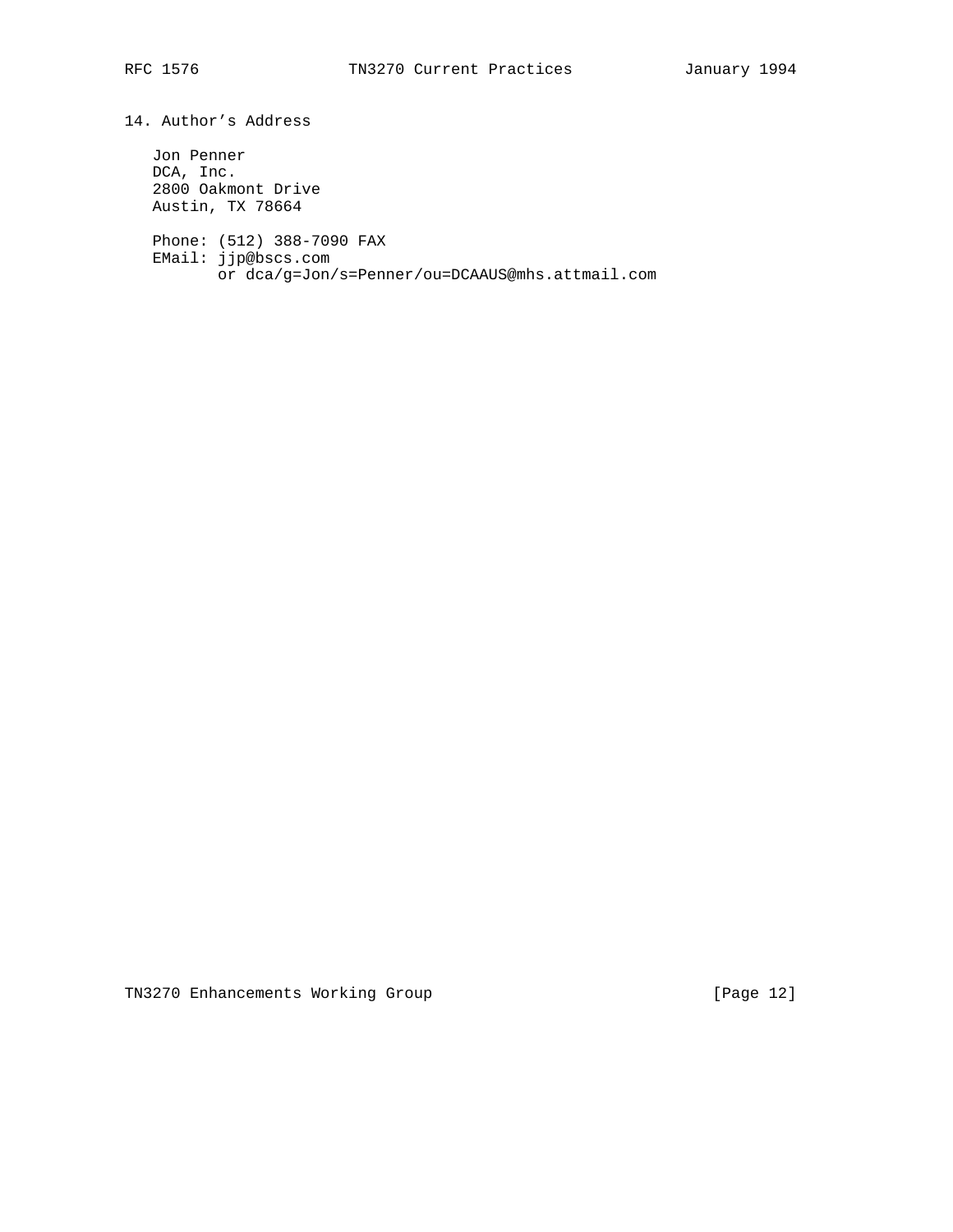## 14. Author's Address

Jon Penner
DCA, Inc.
2800 Oakmont Drive
Austin, TX 78664

Phone: (512) 388-7090 FAX
EMail: jjp@bscs.com
       or dca/g=Jon/s=Penner/ou=DCAAUS@mhs.attmail.com